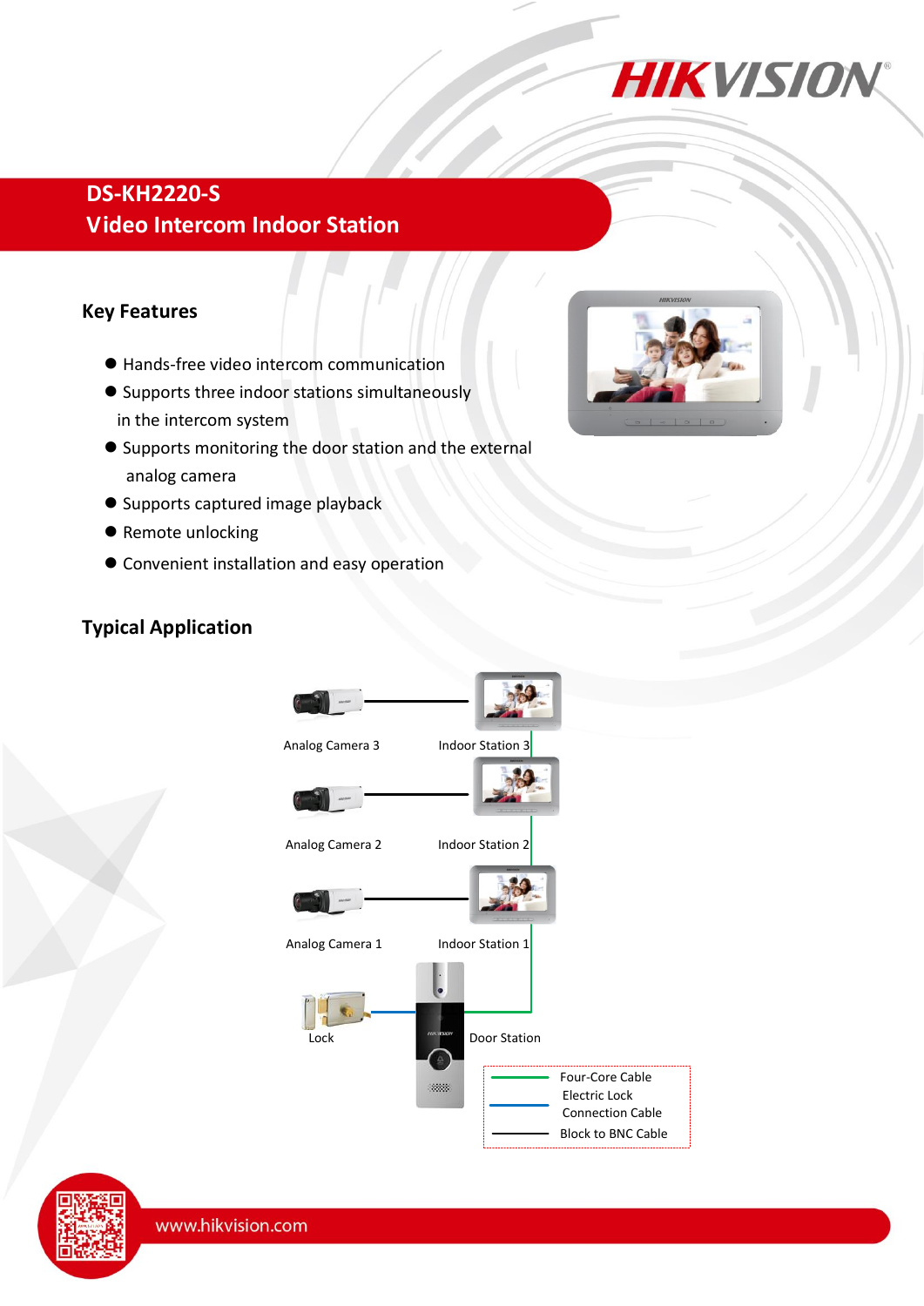# DS-KH2220-S
## Video Intercom Indoor Station

### Key Features

- Hands-free video intercom communication
- Supports three indoor stations simultaneously in the intercom system
- Supports monitoring the door station and the external analog camera
- Supports captured image playback
- Remote unlocking
- Convenient installation and easy operation

### Typical Application

Analog Camera 3
Indoor Station 3
Analog Camera 2
Indoor Station 2
Analog Camera 1
Indoor Station 1
Lock
Door Station

Four-Core Cable
Electric Lock Connection Cable
Block to BNC Cable

www.hikvision.com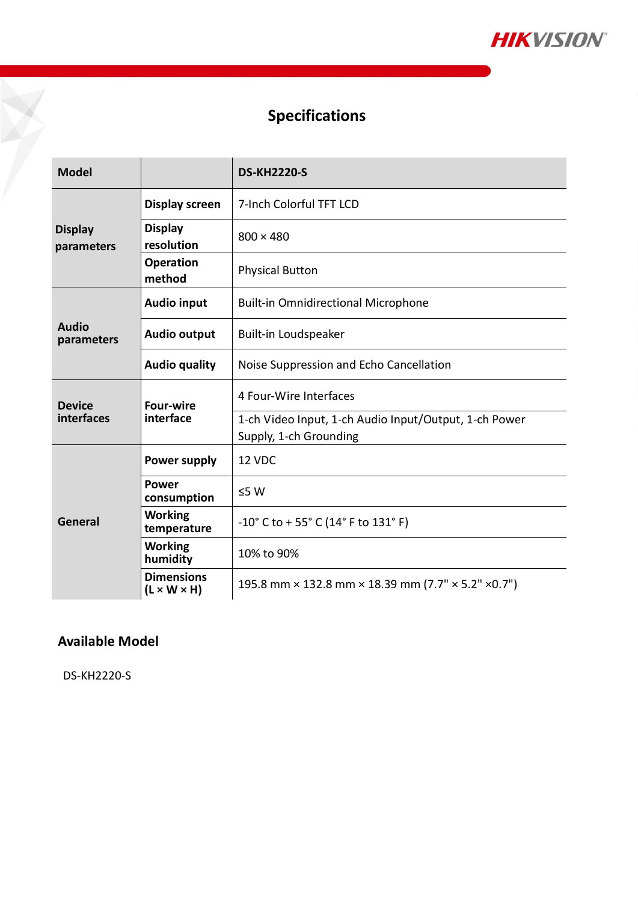# Specifications

| Model | | DS-KH2220-S |
|---|---|---|
| Display parameters | Display screen | 7-Inch Colorful TFT LCD |
| | Display resolution | 800 × 480 |
| | Operation method | Physical Button |
| Audio parameters | Audio input | Built-in Omnidirectional Microphone |
| | Audio output | Built-in Loudspeaker |
| | Audio quality | Noise Suppression and Echo Cancellation |
| Device interfaces | Four-wire interface | 4 Four-Wire Interfaces |
| | | 1-ch Video Input, 1-ch Audio Input/Output, 1-ch Power Supply, 1-ch Grounding |
| General | Power supply | 12 VDC |
| | Power consumption | ≤5 W |
| | Working temperature | -10° C to + 55° C (14° F to 131° F) |
| | Working humidity | 10% to 90% |
| | Dimensions (L × W × H) | 195.8 mm × 132.8 mm × 18.39 mm (7.7" × 5.2" ×0.7") |

## Available Model

DS-KH2220-S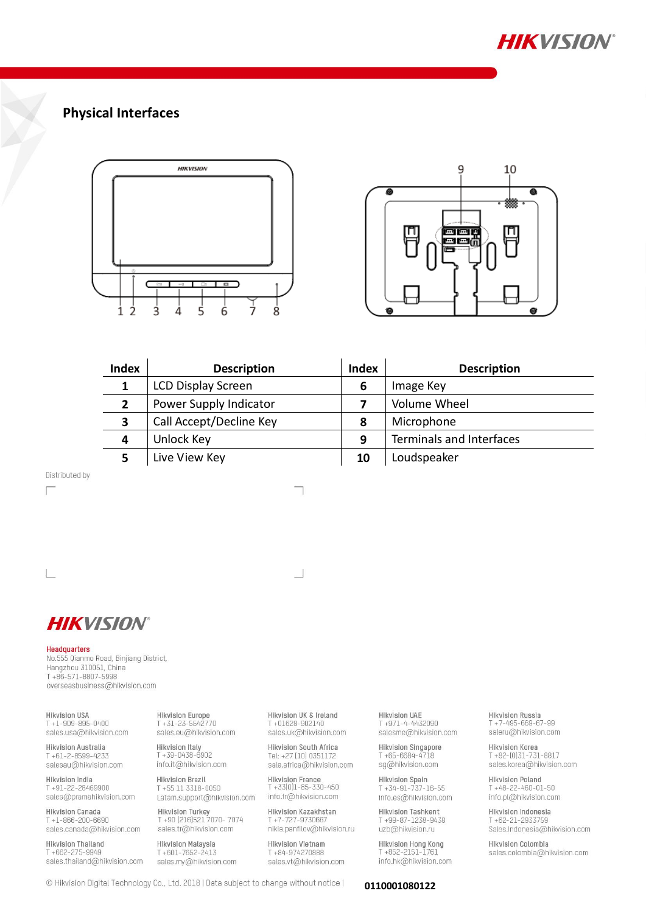## Physical Interfaces

1 2 3 4 5 6 7 8

9 10

| Index | Description | Index | Description |
|---|---|---|---|
| 1 | LCD Display Screen | 6 | Image Key |
| 2 | Power Supply Indicator | 7 | Volume Wheel |
| 3 | Call Accept/Decline Key | 8 | Microphone |
| 4 | Unlock Key | 9 | Terminals and Interfaces |
| 5 | Live View Key | 10 | Loudspeaker |

Distributed by

**HIKVISION**

Headquarters
No.555 Qianmo Road, Binjiang District,
Hangzhou 310051, China
T +86-571-8807-5998
overseasbusiness@hikvision.com

Hikvision USA
T +1-909-895-0400
sales.usa@hikvision.com

Hikvision Europe
T +31-23-5542770
sales.eu@hikvision.com

Hikvision UK & Ireland
T +01628-902140
sales.uk@hikvision.com

Hikvision UAE
T +971-4-4432090
salesme@hikvision.com

Hikvision Russia
T +7-495-669-67-99
saleru@hikvision.com

Hikvision Australia
T +61-2-8599-4233
salesau@hikvision.com

Hikvision Italy
T +39-0438-6902
info.it@hikvision.com

Hikvision South Africa
Tel: +27 (10) 0351172
sale.africa@hikvision.com

Hikvision Singapore
T +65-6684-4718
sg@hikvision.com

Hikvision Korea
T +82-(0)31-731-8817
sales.korea@hikvision.com

Hikvision India
T +91-22-28469900
sales@pramahikvision.com

Hikvision Brazil
T +55 11 3318-0050
Latam.support@hikvision.com

Hikvision France
T +33(0)1-85-330-450
info.fr@hikvision.com

Hikvision Spain
T +34-91-737-16-55
info.es@hikvision.com

Hikvision Poland
T +48-22-460-01-50
info.pl@hikvision.com

Hikvision Canada
T +1-866-200-6690
sales.canada@hikvision.com

Hikvision Turkey
T +90 (216)521 7070- 7074
sales.tr@hikvision.com

Hikvision Kazakhstan
T +7-727-9730667
nikia.panfilov@hikvision.ru

Hikvision Tashkent
T +99-87-1238-9438
uzb@hikvision.ru

Hikvision Indonesia
T +62-21-2933759
Sales.Indonesia@hikvision.com

Hikvision Thailand
T +662-275-9949
sales.thailand@hikvision.com

Hikvision Malaysia
T +601-7652-2413
sales.my@hikvision.com

Hikvision Vietnam
T +84-974270888
sales.vt@hikvision.com

Hikvision Hong Kong
T +852-2151-1761
info.hk@hikvision.com

Hikvision Colombia
sales.colombia@hikvision.com

© Hikvision Digital Technology Co., Ltd. 2018 | Data subject to change without notice | **0110001080122**